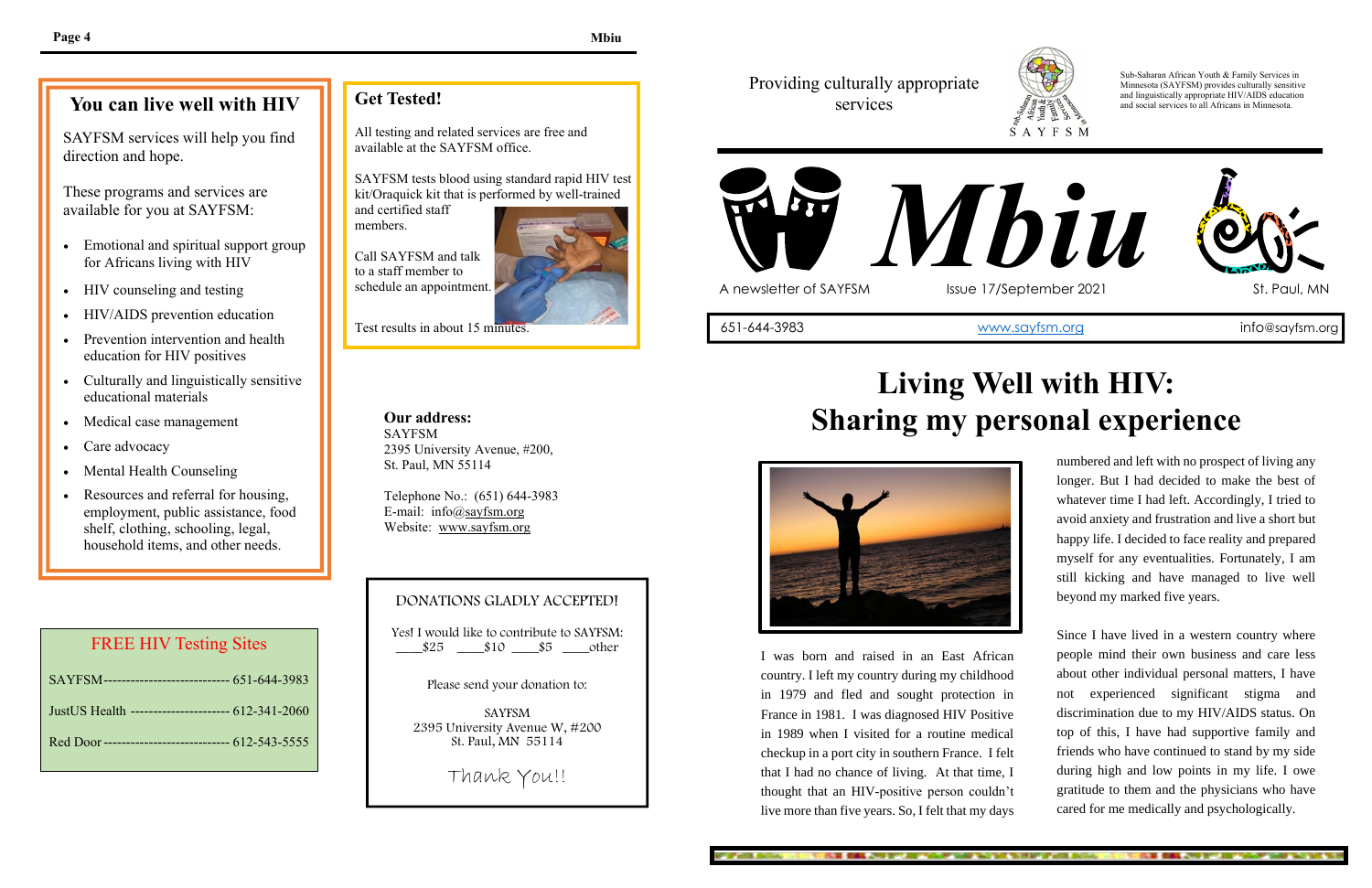## You can live well with HIV

SAYFSM services will help you find direction and hope.

These programs and services are available for you at SAYFSM:

- Emotional and spiritual support group for Africans living with HIV
- HIV counseling and testing
- HIV/AIDS prevention education
- Prevention intervention and health education for HIV positives
- Culturally and linguistically sensitive educational materials
- Medical case management
- Care advocacy
- Mental Health Counseling
- Resources and referral for housing, employment, public assistance, food shelf, clothing, schooling, legal, household items, and other needs.

### FREE HIV Testing Sites

SAYFSM---------------------------- 651-644-3983

JustUS Health ---------------------- 612-341-2060

Red Door ---------------------------- 612-543-5555

## Get Tested!

All testing and related services are free and available at the SAYFSM office.

SAYFSM tests blood using standard rapid HIV test kit/Oraquick kit that is performed by well-trained and certified staff members.

Call SAYFSM and talk to a staff member to schedule an appointment.

Test results in about 15 minutes.

**Our address:**
SAYFSM
2395 University Avenue, #200,
St. Paul, MN 55114

Telephone No.: (651) 644-3983
E-mail: info@sayfsm.org
Website: www.sayfsm.org

DONATIONS GLADLY ACCEPTED!

Yes! I would like to contribute to SAYFSM:
____$25 ____$10 ____$5 ____other

Please send your donation to:

SAYFSM
2395 University Avenue W, #200
St. Paul, MN 55114

Thank You!!

Providing culturally appropriate services

SAYFSM

Sub-Saharan African Youth & Family Services in Minnesota (SAYFSM) provides culturally sensitive and linguistically appropriate HIV/AIDS education and social services to all Africans in Minnesota.

# Mbiu

A newsletter of SAYFSM | Issue 17/September 2021 | St. Paul, MN

651-644-3983 | www.sayfsm.org | info@sayfsm.org

# Living Well with HIV: Sharing my personal experience

I was born and raised in an East African country. I left my country during my childhood in 1979 and fled and sought protection in France in 1981. I was diagnosed HIV Positive in 1989 when I visited for a routine medical checkup in a port city in southern France. I felt that I had no chance of living. At that time, I thought that an HIV-positive person couldn't live more than five years. So, I felt that my days numbered and left with no prospect of living any longer. But I had decided to make the best of whatever time I had left. Accordingly, I tried to avoid anxiety and frustration and live a short but happy life. I decided to face reality and prepared myself for any eventualities. Fortunately, I am still kicking and have managed to live well beyond my marked five years.

Since I have lived in a western country where people mind their own business and care less about other individual personal matters, I have not experienced significant stigma and discrimination due to my HIV/AIDS status. On top of this, I have had supportive family and friends who have continued to stand by my side during high and low points in my life. I owe gratitude to them and the physicians who have cared for me medically and psychologically.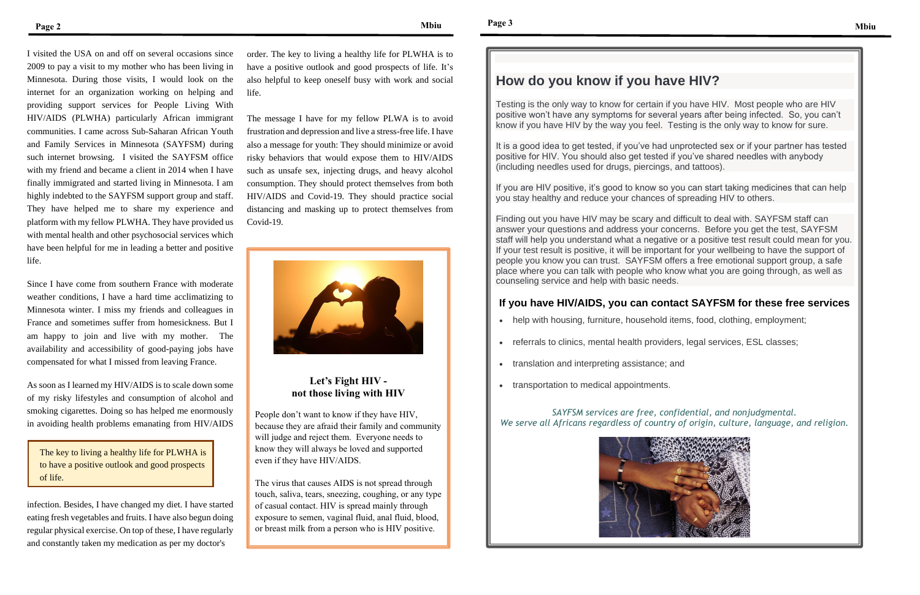I visited the USA on and off on several occasions since 2009 to pay a visit to my mother who has been living in Minnesota. During those visits, I would look on the internet for an organization working on helping and providing support services for People Living With HIV/AIDS (PLWHA) particularly African immigrant communities. I came across Sub-Saharan African Youth and Family Services in Minnesota (SAYFSM) during such internet browsing. I visited the SAYFSM office with my friend and became a client in 2014 when I have finally immigrated and started living in Minnesota. I am highly indebted to the SAYFSM support group and staff. They have helped me to share my experience and platform with my fellow PLWHA. They have provided us with mental health and other psychosocial services which have been helpful for me in leading a better and positive life.

Since I have come from southern France with moderate weather conditions, I have a hard time acclimatizing to Minnesota winter. I miss my friends and colleagues in France and sometimes suffer from homesickness. But I am happy to join and live with my mother. The availability and accessibility of good-paying jobs have compensated for what I missed from leaving France.

As soon as I learned my HIV/AIDS is to scale down some of my risky lifestyles and consumption of alcohol and smoking cigarettes. Doing so has helped me enormously in avoiding health problems emanating from HIV/AIDS infection. Besides, I have changed my diet. I have started eating fresh vegetables and fruits. I have also begun doing regular physical exercise. On top of these, I have regularly and constantly taken my medication as per my doctor's order. The key to living a healthy life for PLWHA is to have a positive outlook and good prospects of life. It's also helpful to keep oneself busy with work and social life.

> The key to living a healthy life for PLWHA is to have a positive outlook and good prospects of life.

The message I have for my fellow PLWA is to avoid frustration and depression and live a stress-free life. I have also a message for youth: They should minimize or avoid risky behaviors that would expose them to HIV/AIDS such as unsafe sex, injecting drugs, and heavy alcohol consumption. They should protect themselves from both HIV/AIDS and Covid-19. They should practice social distancing and masking up to protect themselves from Covid-19.

**Let's Fight HIV - not those living with HIV**

People don't want to know if they have HIV, because they are afraid their family and community will judge and reject them. Everyone needs to know they will always be loved and supported even if they have HIV/AIDS.

The virus that causes AIDS is not spread through touch, saliva, tears, sneezing, coughing, or any type of casual contact. HIV is spread mainly through exposure to semen, vaginal fluid, anal fluid, blood, or breast milk from a person who is HIV positive.

## How do you know if you have HIV?

Testing is the only way to know for certain if you have HIV. Most people who are HIV positive won't have any symptoms for several years after being infected. So, you can't know if you have HIV by the way you feel. Testing is the only way to know for sure.

It is a good idea to get tested, if you've had unprotected sex or if your partner has tested positive for HIV. You should also get tested if you've shared needles with anybody (including needles used for drugs, piercings, and tattoos).

If you are HIV positive, it's good to know so you can start taking medicines that can help you stay healthy and reduce your chances of spreading HIV to others.

Finding out you have HIV may be scary and difficult to deal with. SAYFSM staff can answer your questions and address your concerns. Before you get the test, SAYFSM staff will help you understand what a negative or a positive test result could mean for you. If your test result is positive, it will be important for your wellbeing to have the support of people you know you can trust. SAYFSM offers a free emotional support group, a safe place where you can talk with people who know what you are going through, as well as counseling service and help with basic needs.

### If you have HIV/AIDS, you can contact SAYFSM for these free services

- help with housing, furniture, household items, food, clothing, employment;
- referrals to clinics, mental health providers, legal services, ESL classes;
- translation and interpreting assistance; and
- transportation to medical appointments.

*SAYFSM services are free, confidential, and nonjudgmental.*
*We serve all Africans regardless of country of origin, culture, language, and religion.*